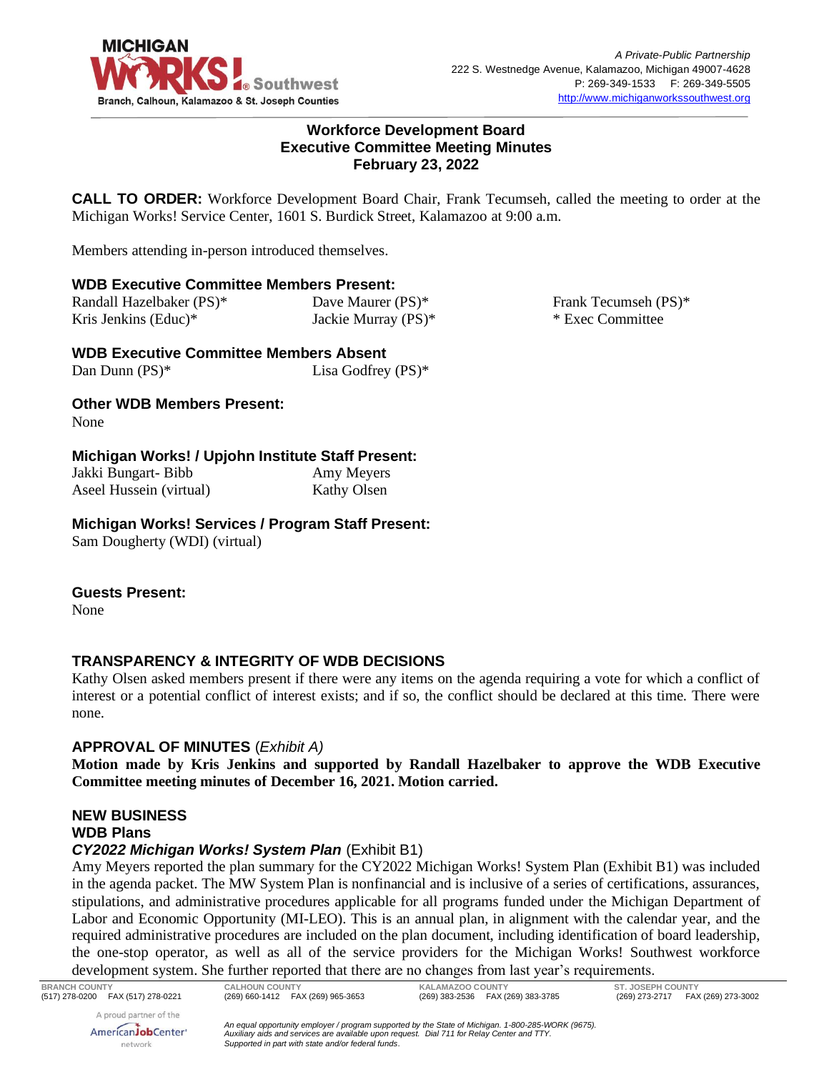MICHIGAN WORKS! Southwest
Branch, Calhoun, Kalamazoo & St. Joseph Counties

*A Private-Public Partnership*
222 S. Westnedge Avenue, Kalamazoo, Michigan 49007-4628
P: 269-349-1533 F: 269-349-5505
http://www.michiganworkssouthwest.org

## Workforce Development Board
## Executive Committee Meeting Minutes
## February 23, 2022

**CALL TO ORDER:** Workforce Development Board Chair, Frank Tecumseh, called the meeting to order at the Michigan Works! Service Center, 1601 S. Burdick Street, Kalamazoo at 9:00 a.m.

Members attending in-person introduced themselves.

### WDB Executive Committee Members Present:

| | | |
|---|---|---|
| Randall Hazelbaker (PS)* | Dave Maurer (PS)* | Frank Tecumseh (PS)* |
| Kris Jenkins (Educ)* | Jackie Murray (PS)* | * Exec Committee |

### WDB Executive Committee Members Absent

| | |
|---|---|
| Dan Dunn (PS)* | Lisa Godfrey (PS)* |

### Other WDB Members Present:

None

### Michigan Works! / Upjohn Institute Staff Present:

| | |
|---|---|
| Jakki Bungart- Bibb | Amy Meyers |
| Aseel Hussein (virtual) | Kathy Olsen |

### Michigan Works! Services / Program Staff Present:

Sam Dougherty (WDI) (virtual)

### Guests Present:

None

### TRANSPARENCY & INTEGRITY OF WDB DECISIONS

Kathy Olsen asked members present if there were any items on the agenda requiring a vote for which a conflict of interest or a potential conflict of interest exists; and if so, the conflict should be declared at this time. There were none.

### APPROVAL OF MINUTES (*Exhibit A)*

**Motion made by Kris Jenkins and supported by Randall Hazelbaker to approve the WDB Executive Committee meeting minutes of December 16, 2021. Motion carried.**

### NEW BUSINESS

#### WDB Plans

***CY2022 Michigan Works! System Plan*** (Exhibit B1)

Amy Meyers reported the plan summary for the CY2022 Michigan Works! System Plan (Exhibit B1) was included in the agenda packet. The MW System Plan is nonfinancial and is inclusive of a series of certifications, assurances, stipulations, and administrative procedures applicable for all programs funded under the Michigan Department of Labor and Economic Opportunity (MI-LEO). This is an annual plan, in alignment with the calendar year, and the required administrative procedures are included on the plan document, including identification of board leadership, the one-stop operator, as well as all of the service providers for the Michigan Works! Southwest workforce development system. She further reported that there are no changes from last year's requirements.

| BRANCH COUNTY | CALHOUN COUNTY | KALAMAZOO COUNTY | ST. JOSEPH COUNTY |
|---|---|---|---|
| (517) 278-0200 FAX (517) 278-0221 | (269) 660-1412 FAX (269) 965-3653 | (269) 383-2536 FAX (269) 383-3785 | (269) 273-2717 FAX (269) 273-3002 |

A proud partner of the AmericanJobCenter network

*An equal opportunity employer / program supported by the State of Michigan. 1-800-285-WORK (9675). Auxiliary aids and services are available upon request. Dial 711 for Relay Center and TTY. Supported in part with state and/or federal funds.*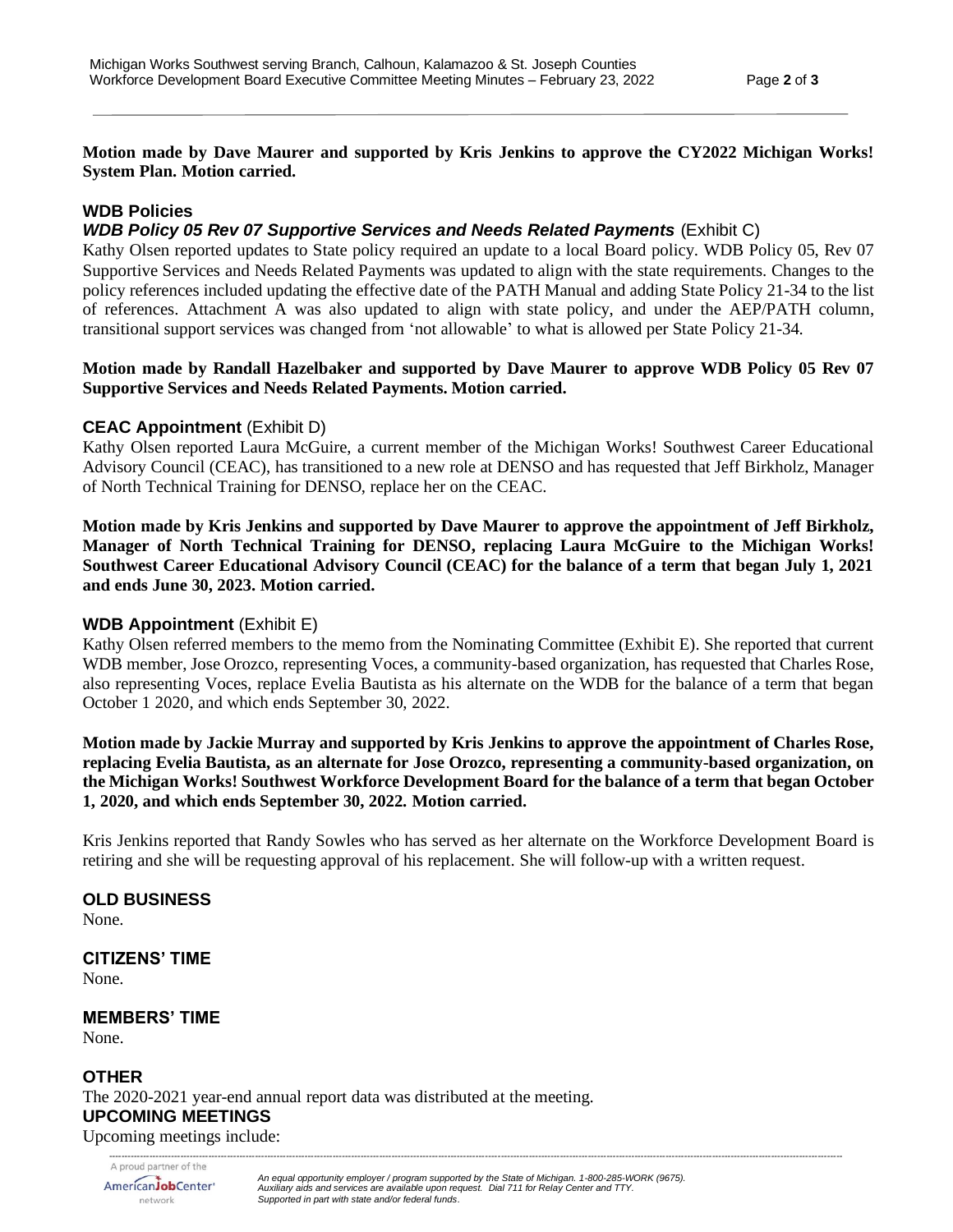**Motion made by Dave Maurer and supported by Kris Jenkins to approve the CY2022 Michigan Works! System Plan. Motion carried.**

## WDB Policies

### *WDB Policy 05 Rev 07 Supportive Services and Needs Related Payments* (Exhibit C)

Kathy Olsen reported updates to State policy required an update to a local Board policy. WDB Policy 05, Rev 07 Supportive Services and Needs Related Payments was updated to align with the state requirements. Changes to the policy references included updating the effective date of the PATH Manual and adding State Policy 21-34 to the list of references. Attachment A was also updated to align with state policy, and under the AEP/PATH column, transitional support services was changed from 'not allowable' to what is allowed per State Policy 21-34.

**Motion made by Randall Hazelbaker and supported by Dave Maurer to approve WDB Policy 05 Rev 07 Supportive Services and Needs Related Payments. Motion carried.**

## CEAC Appointment (Exhibit D)

Kathy Olsen reported Laura McGuire, a current member of the Michigan Works! Southwest Career Educational Advisory Council (CEAC), has transitioned to a new role at DENSO and has requested that Jeff Birkholz, Manager of North Technical Training for DENSO, replace her on the CEAC.

**Motion made by Kris Jenkins and supported by Dave Maurer to approve the appointment of Jeff Birkholz, Manager of North Technical Training for DENSO, replacing Laura McGuire to the Michigan Works! Southwest Career Educational Advisory Council (CEAC) for the balance of a term that began July 1, 2021 and ends June 30, 2023. Motion carried.**

## WDB Appointment (Exhibit E)

Kathy Olsen referred members to the memo from the Nominating Committee (Exhibit E). She reported that current WDB member, Jose Orozco, representing Voces, a community-based organization, has requested that Charles Rose, also representing Voces, replace Evelia Bautista as his alternate on the WDB for the balance of a term that began October 1 2020, and which ends September 30, 2022.

**Motion made by Jackie Murray and supported by Kris Jenkins to approve the appointment of Charles Rose, replacing Evelia Bautista, as an alternate for Jose Orozco, representing a community-based organization, on the Michigan Works! Southwest Workforce Development Board for the balance of a term that began October 1, 2020, and which ends September 30, 2022. Motion carried.**

Kris Jenkins reported that Randy Sowles who has served as her alternate on the Workforce Development Board is retiring and she will be requesting approval of his replacement. She will follow-up with a written request.

## OLD BUSINESS

None.

## CITIZENS' TIME

None.

## MEMBERS' TIME

None.

## OTHER

The 2020-2021 year-end annual report data was distributed at the meeting.

## UPCOMING MEETINGS

Upcoming meetings include: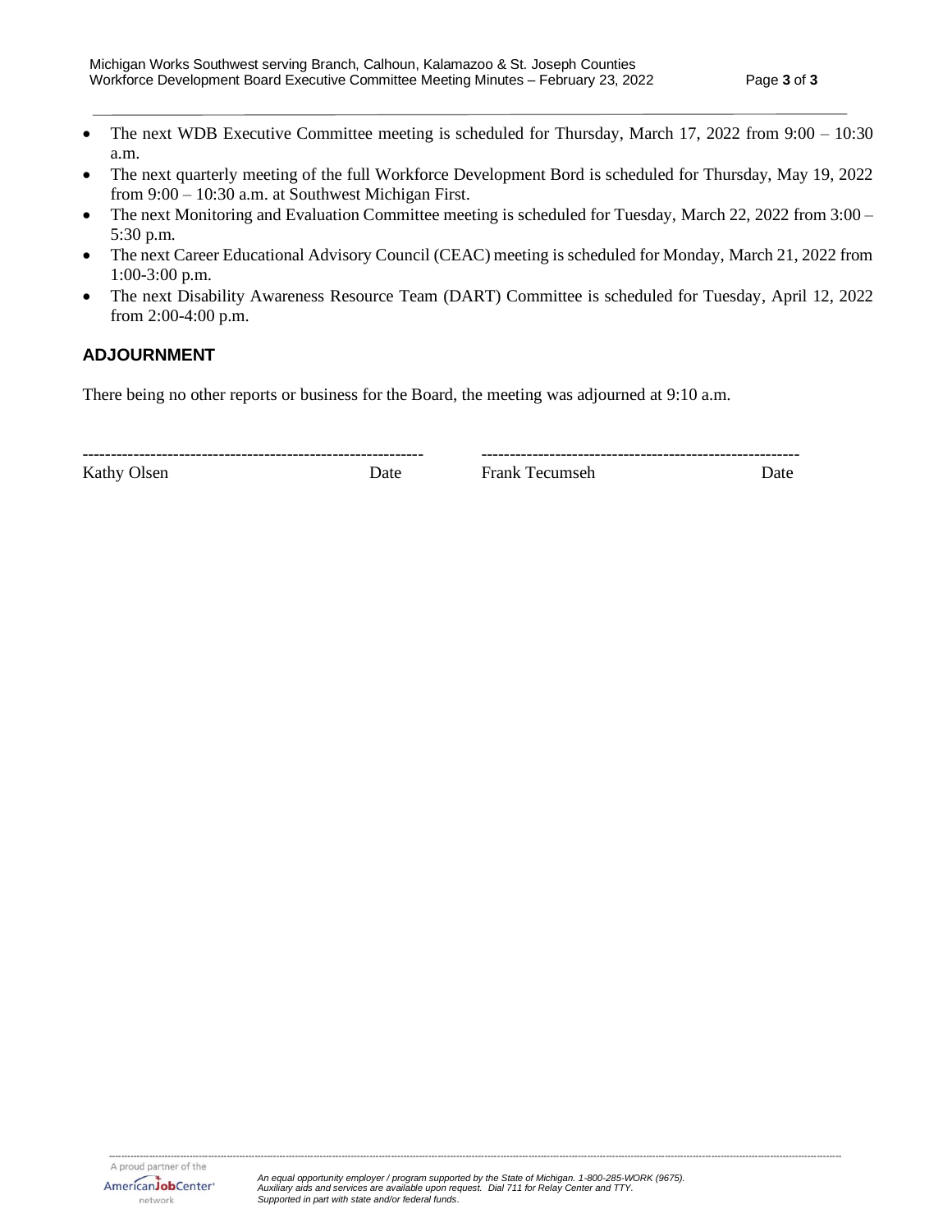- The next WDB Executive Committee meeting is scheduled for Thursday, March 17, 2022 from 9:00 – 10:30 a.m.
- The next quarterly meeting of the full Workforce Development Bord is scheduled for Thursday, May 19, 2022 from 9:00 – 10:30 a.m. at Southwest Michigan First.
- The next Monitoring and Evaluation Committee meeting is scheduled for Tuesday, March 22, 2022 from 3:00 – 5:30 p.m.
- The next Career Educational Advisory Council (CEAC) meeting is scheduled for Monday, March 21, 2022 from 1:00-3:00 p.m.
- The next Disability Awareness Resource Team (DART) Committee is scheduled for Tuesday, April 12, 2022 from 2:00-4:00 p.m.

## ADJOURNMENT

There being no other reports or business for the Board, the meeting was adjourned at 9:10 a.m.

| | | | |
|---|---|---|---|
| ------------------------------------------------------------ | | -------------------------------------------------------- | |
| Kathy Olsen | Date | Frank Tecumseh | Date |